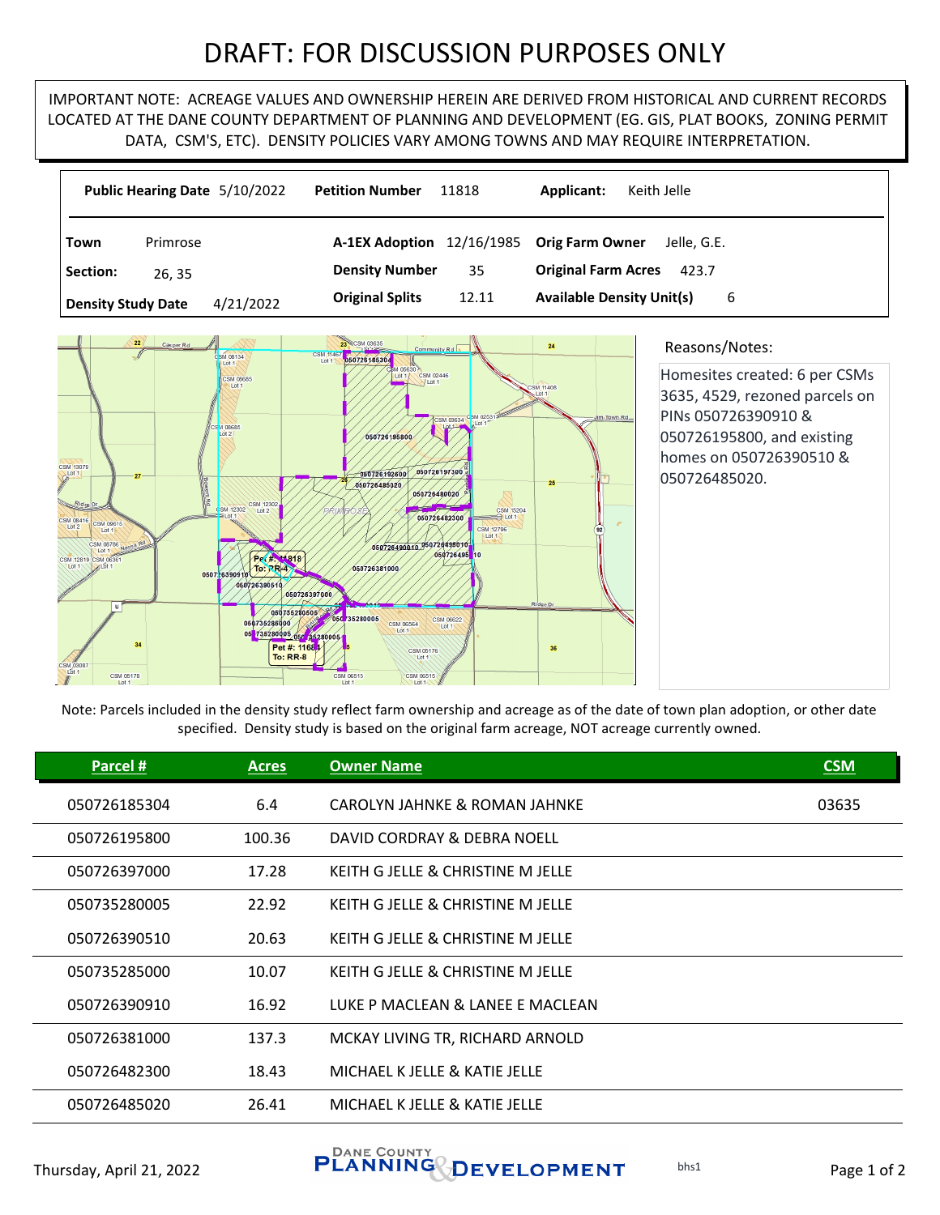# DRAFT: FOR DISCUSSION PURPOSES ONLY

IMPORTANT NOTE: ACREAGE VALUES AND OWNERSHIP HEREIN ARE DERIVED FROM HISTORICAL AND CURRENT RECORDS LOCATED AT THE DANE COUNTY DEPARTMENT OF PLANNING AND DEVELOPMENT (EG. GIS, PLAT BOOKS, ZONING PERMIT DATA, CSM'S, ETC). DENSITY POLICIES VARY AMONG TOWNS AND MAY REQUIRE INTERPRETATION.

| | | | | | |
|---|---|---|---|---|---|
| **Public Hearing Date** | 5/10/2022 | **Petition Number** | 11818 | **Applicant:** | Keith Jelle |
| **Town** | Primrose | **A-1EX Adoption** | 12/16/1985 | **Orig Farm Owner** | Jelle, G.E. |
| **Section:** | 26, 35 | **Density Number** | 35 | **Original Farm Acres** | 423.7 |
| **Density Study Date** | 4/21/2022 | **Original Splits** | 12.11 | **Available Density Unit(s)** | 6 |

Reasons/Notes:

Homesites created: 6 per CSMs 3635, 4529, rezoned parcels on PINs 050726390910 & 050726195800, and existing homes on 050726390510 & 050726485020.

Note: Parcels included in the density study reflect farm ownership and acreage as of the date of town plan adoption, or other date specified. Density study is based on the original farm acreage, NOT acreage currently owned.

| Parcel # | Acres | Owner Name | CSM |
|---|---|---|---|
| 050726185304 | 6.4 | CAROLYN JAHNKE & ROMAN JAHNKE | 03635 |
| 050726195800 | 100.36 | DAVID CORDRAY & DEBRA NOELL | |
| 050726397000 | 17.28 | KEITH G JELLE & CHRISTINE M JELLE | |
| 050735280005 | 22.92 | KEITH G JELLE & CHRISTINE M JELLE | |
| 050726390510 | 20.63 | KEITH G JELLE & CHRISTINE M JELLE | |
| 050735285000 | 10.07 | KEITH G JELLE & CHRISTINE M JELLE | |
| 050726390910 | 16.92 | LUKE P MACLEAN & LANEE E MACLEAN | |
| 050726381000 | 137.3 | MCKAY LIVING TR, RICHARD ARNOLD | |
| 050726482300 | 18.43 | MICHAEL K JELLE & KATIE JELLE | |
| 050726485020 | 26.41 | MICHAEL K JELLE & KATIE JELLE | |

Thursday, April 21, 2022 — Dane County Planning & Development — bhs1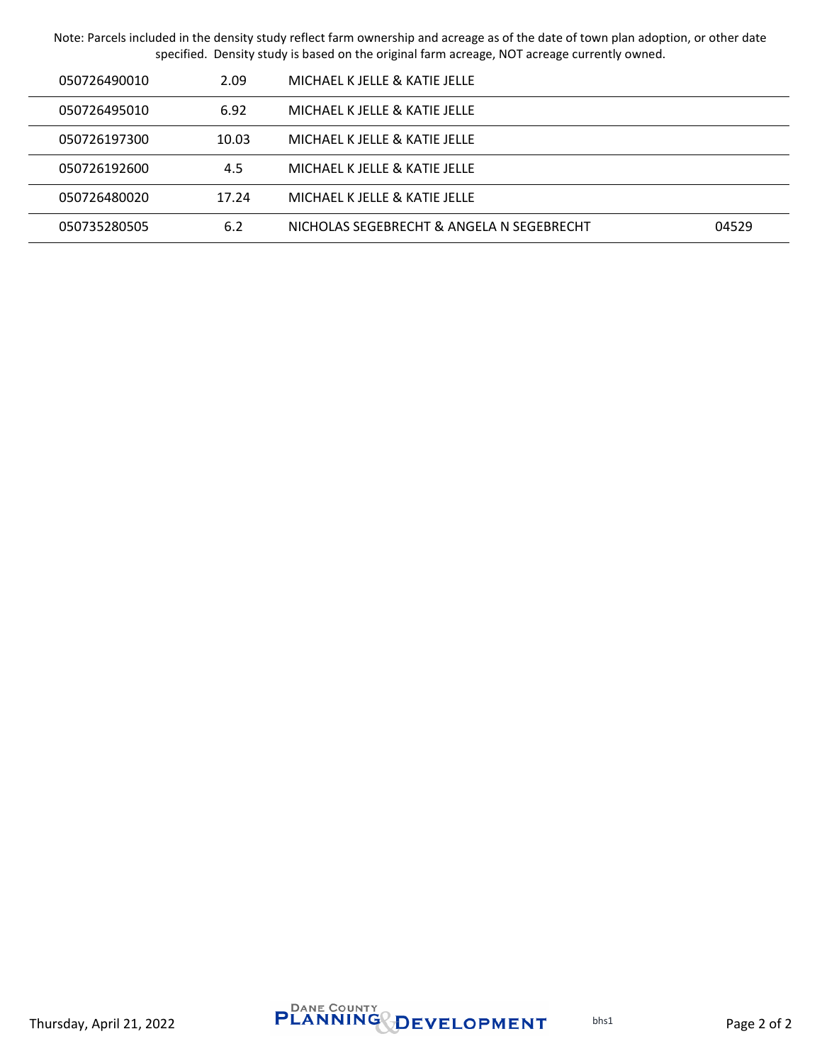Note: Parcels included in the density study reflect farm ownership and acreage as of the date of town plan adoption, or other date specified. Density study is based on the original farm acreage, NOT acreage currently owned.

| | | | |
|---|---|---|---|
| 050726490010 | 2.09 | MICHAEL K JELLE & KATIE JELLE | |
| 050726495010 | 6.92 | MICHAEL K JELLE & KATIE JELLE | |
| 050726197300 | 10.03 | MICHAEL K JELLE & KATIE JELLE | |
| 050726192600 | 4.5 | MICHAEL K JELLE & KATIE JELLE | |
| 050726480020 | 17.24 | MICHAEL K JELLE & KATIE JELLE | |
| 050735280505 | 6.2 | NICHOLAS SEGEBRECHT & ANGELA N SEGEBRECHT | 04529 |